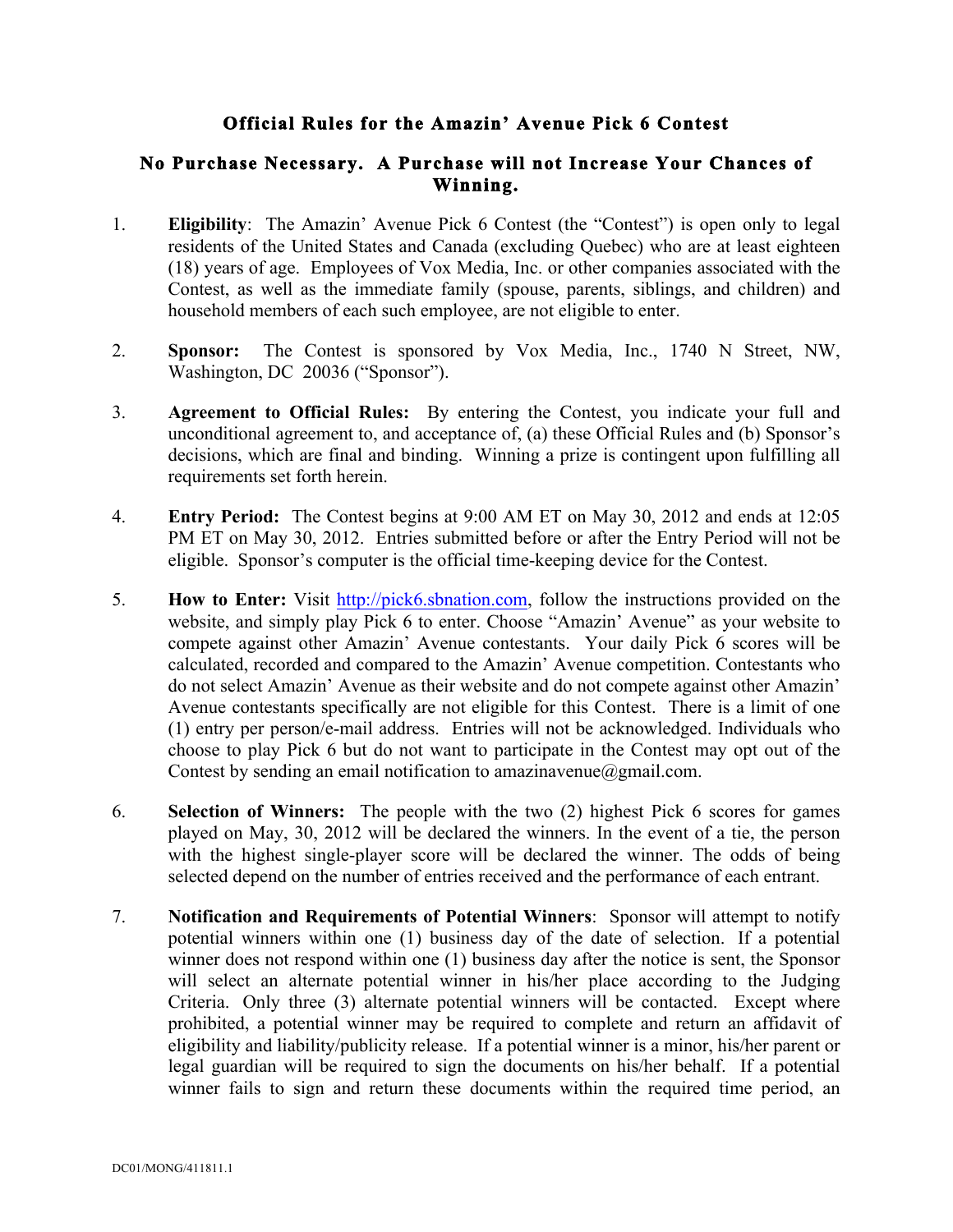# Official Rules for the Amazin' Avenue Pick 6 Contest

## No Purchase Necessary. A Purchase will not Increase Your Chances of Winning.

1. **Eligibility**: The Amazin' Avenue Pick 6 Contest (the "Contest") is open only to legal residents of the United States and Canada (excluding Quebec) who are at least eighteen (18) years of age. Employees of Vox Media, Inc. or other companies associated with the Contest, as well as the immediate family (spouse, parents, siblings, and children) and household members of each such employee, are not eligible to enter.

2. **Sponsor:** The Contest is sponsored by Vox Media, Inc., 1740 N Street, NW, Washington, DC 20036 ("Sponsor").

3. **Agreement to Official Rules:** By entering the Contest, you indicate your full and unconditional agreement to, and acceptance of, (a) these Official Rules and (b) Sponsor's decisions, which are final and binding. Winning a prize is contingent upon fulfilling all requirements set forth herein.

4. **Entry Period:** The Contest begins at 9:00 AM ET on May 30, 2012 and ends at 12:05 PM ET on May 30, 2012. Entries submitted before or after the Entry Period will not be eligible. Sponsor's computer is the official time-keeping device for the Contest.

5. **How to Enter:** Visit [http://pick6.sbnation.com](http://pick6.sbnation.com), follow the instructions provided on the website, and simply play Pick 6 to enter. Choose "Amazin' Avenue" as your website to compete against other Amazin' Avenue contestants. Your daily Pick 6 scores will be calculated, recorded and compared to the Amazin' Avenue competition. Contestants who do not select Amazin' Avenue as their website and do not compete against other Amazin' Avenue contestants specifically are not eligible for this Contest. There is a limit of one (1) entry per person/e-mail address. Entries will not be acknowledged. Individuals who choose to play Pick 6 but do not want to participate in the Contest may opt out of the Contest by sending an email notification to amazinavenue@gmail.com.

6. **Selection of Winners:** The people with the two (2) highest Pick 6 scores for games played on May, 30, 2012 will be declared the winners. In the event of a tie, the person with the highest single-player score will be declared the winner. The odds of being selected depend on the number of entries received and the performance of each entrant.

7. **Notification and Requirements of Potential Winners**: Sponsor will attempt to notify potential winners within one (1) business day of the date of selection. If a potential winner does not respond within one (1) business day after the notice is sent, the Sponsor will select an alternate potential winner in his/her place according to the Judging Criteria. Only three (3) alternate potential winners will be contacted. Except where prohibited, a potential winner may be required to complete and return an affidavit of eligibility and liability/publicity release. If a potential winner is a minor, his/her parent or legal guardian will be required to sign the documents on his/her behalf. If a potential winner fails to sign and return these documents within the required time period, an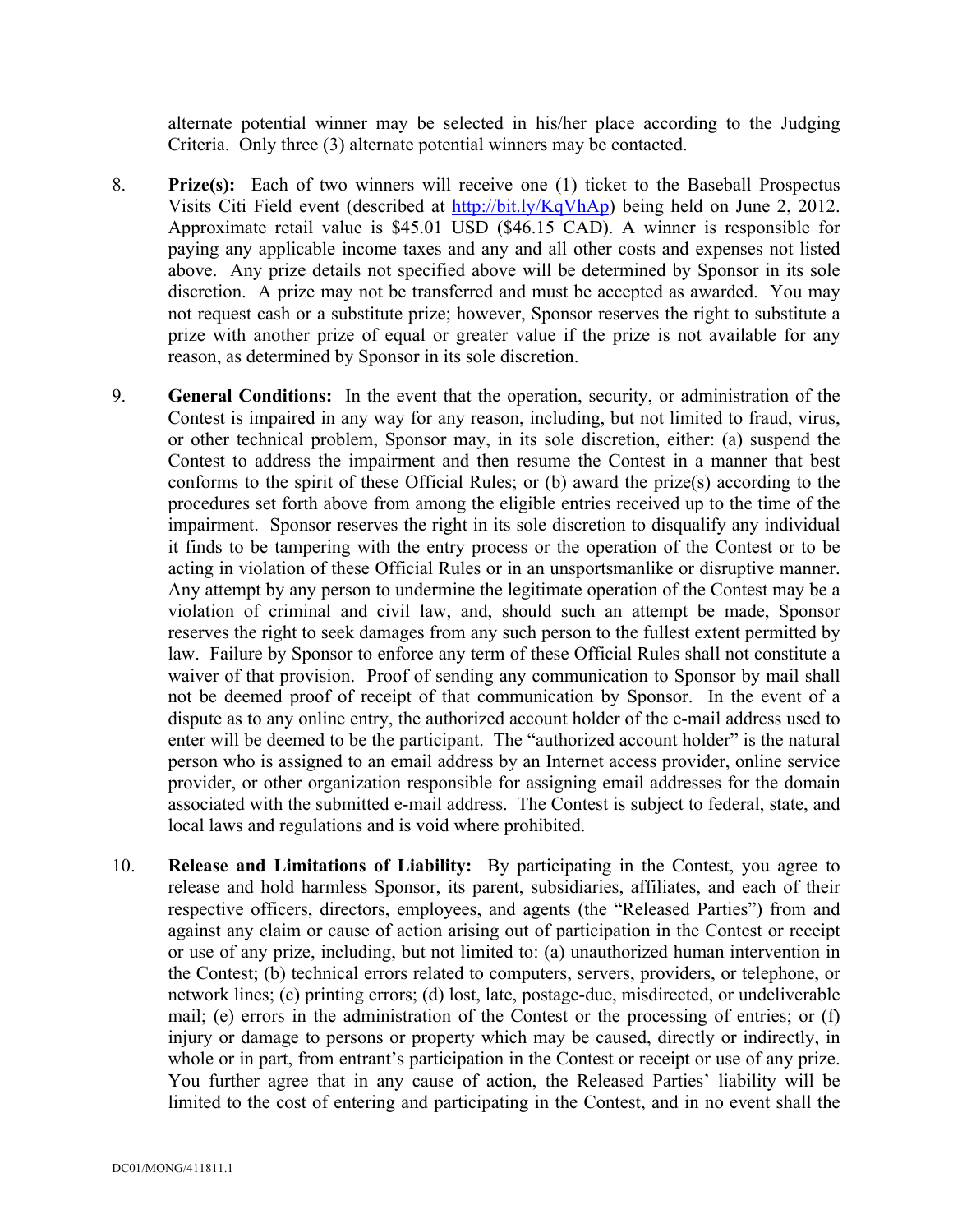alternate potential winner may be selected in his/her place according to the Judging Criteria. Only three (3) alternate potential winners may be contacted.

8. **Prize(s):** Each of two winners will receive one (1) ticket to the Baseball Prospectus Visits Citi Field event (described at [http://bit.ly/KqVhAp](http://bit.ly/KqVhAp)) being held on June 2, 2012. Approximate retail value is $45.01 USD ($46.15 CAD). A winner is responsible for paying any applicable income taxes and any and all other costs and expenses not listed above. Any prize details not specified above will be determined by Sponsor in its sole discretion. A prize may not be transferred and must be accepted as awarded. You may not request cash or a substitute prize; however, Sponsor reserves the right to substitute a prize with another prize of equal or greater value if the prize is not available for any reason, as determined by Sponsor in its sole discretion.

9. **General Conditions:** In the event that the operation, security, or administration of the Contest is impaired in any way for any reason, including, but not limited to fraud, virus, or other technical problem, Sponsor may, in its sole discretion, either: (a) suspend the Contest to address the impairment and then resume the Contest in a manner that best conforms to the spirit of these Official Rules; or (b) award the prize(s) according to the procedures set forth above from among the eligible entries received up to the time of the impairment. Sponsor reserves the right in its sole discretion to disqualify any individual it finds to be tampering with the entry process or the operation of the Contest or to be acting in violation of these Official Rules or in an unsportsmanlike or disruptive manner. Any attempt by any person to undermine the legitimate operation of the Contest may be a violation of criminal and civil law, and, should such an attempt be made, Sponsor reserves the right to seek damages from any such person to the fullest extent permitted by law. Failure by Sponsor to enforce any term of these Official Rules shall not constitute a waiver of that provision. Proof of sending any communication to Sponsor by mail shall not be deemed proof of receipt of that communication by Sponsor. In the event of a dispute as to any online entry, the authorized account holder of the e-mail address used to enter will be deemed to be the participant. The "authorized account holder" is the natural person who is assigned to an email address by an Internet access provider, online service provider, or other organization responsible for assigning email addresses for the domain associated with the submitted e-mail address. The Contest is subject to federal, state, and local laws and regulations and is void where prohibited.

10. **Release and Limitations of Liability:** By participating in the Contest, you agree to release and hold harmless Sponsor, its parent, subsidiaries, affiliates, and each of their respective officers, directors, employees, and agents (the "Released Parties") from and against any claim or cause of action arising out of participation in the Contest or receipt or use of any prize, including, but not limited to: (a) unauthorized human intervention in the Contest; (b) technical errors related to computers, servers, providers, or telephone, or network lines; (c) printing errors; (d) lost, late, postage-due, misdirected, or undeliverable mail; (e) errors in the administration of the Contest or the processing of entries; or (f) injury or damage to persons or property which may be caused, directly or indirectly, in whole or in part, from entrant's participation in the Contest or receipt or use of any prize. You further agree that in any cause of action, the Released Parties' liability will be limited to the cost of entering and participating in the Contest, and in no event shall the

DC01/MONG/411811.1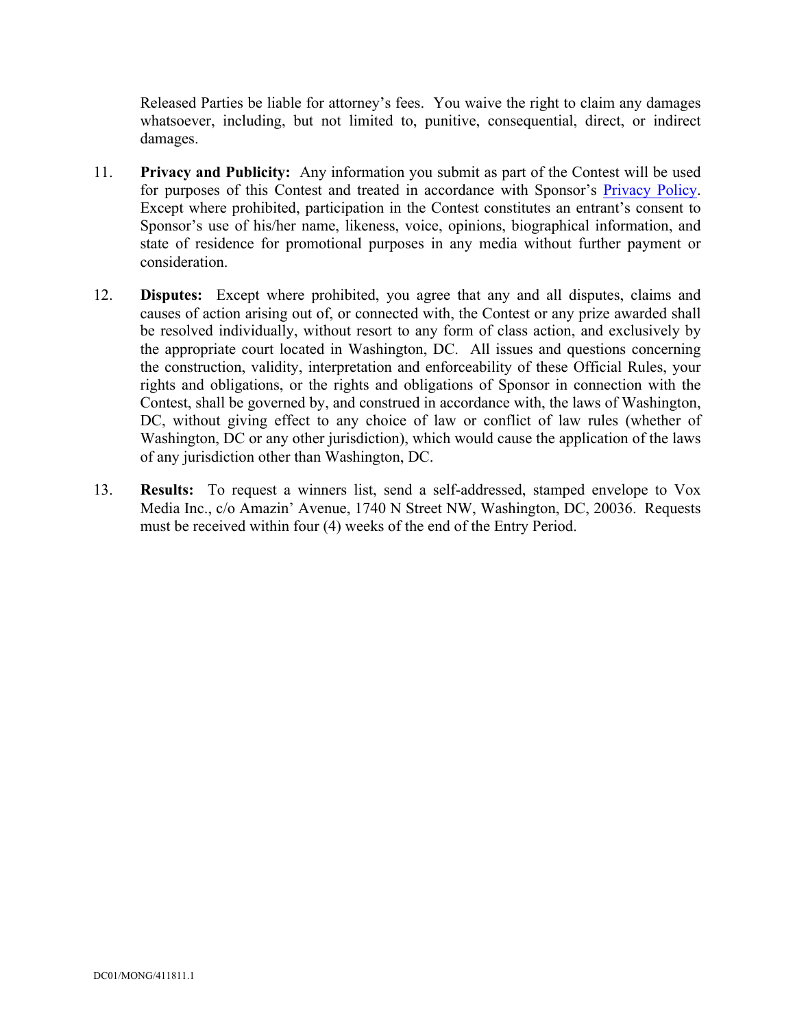Released Parties be liable for attorney's fees. You waive the right to claim any damages whatsoever, including, but not limited to, punitive, consequential, direct, or indirect damages.

11. **Privacy and Publicity:** Any information you submit as part of the Contest will be used for purposes of this Contest and treated in accordance with Sponsor's Privacy Policy. Except where prohibited, participation in the Contest constitutes an entrant's consent to Sponsor's use of his/her name, likeness, voice, opinions, biographical information, and state of residence for promotional purposes in any media without further payment or consideration.

12. **Disputes:** Except where prohibited, you agree that any and all disputes, claims and causes of action arising out of, or connected with, the Contest or any prize awarded shall be resolved individually, without resort to any form of class action, and exclusively by the appropriate court located in Washington, DC. All issues and questions concerning the construction, validity, interpretation and enforceability of these Official Rules, your rights and obligations, or the rights and obligations of Sponsor in connection with the Contest, shall be governed by, and construed in accordance with, the laws of Washington, DC, without giving effect to any choice of law or conflict of law rules (whether of Washington, DC or any other jurisdiction), which would cause the application of the laws of any jurisdiction other than Washington, DC.

13. **Results:** To request a winners list, send a self-addressed, stamped envelope to Vox Media Inc., c/o Amazin' Avenue, 1740 N Street NW, Washington, DC, 20036. Requests must be received within four (4) weeks of the end of the Entry Period.

DC01/MONG/411811.1